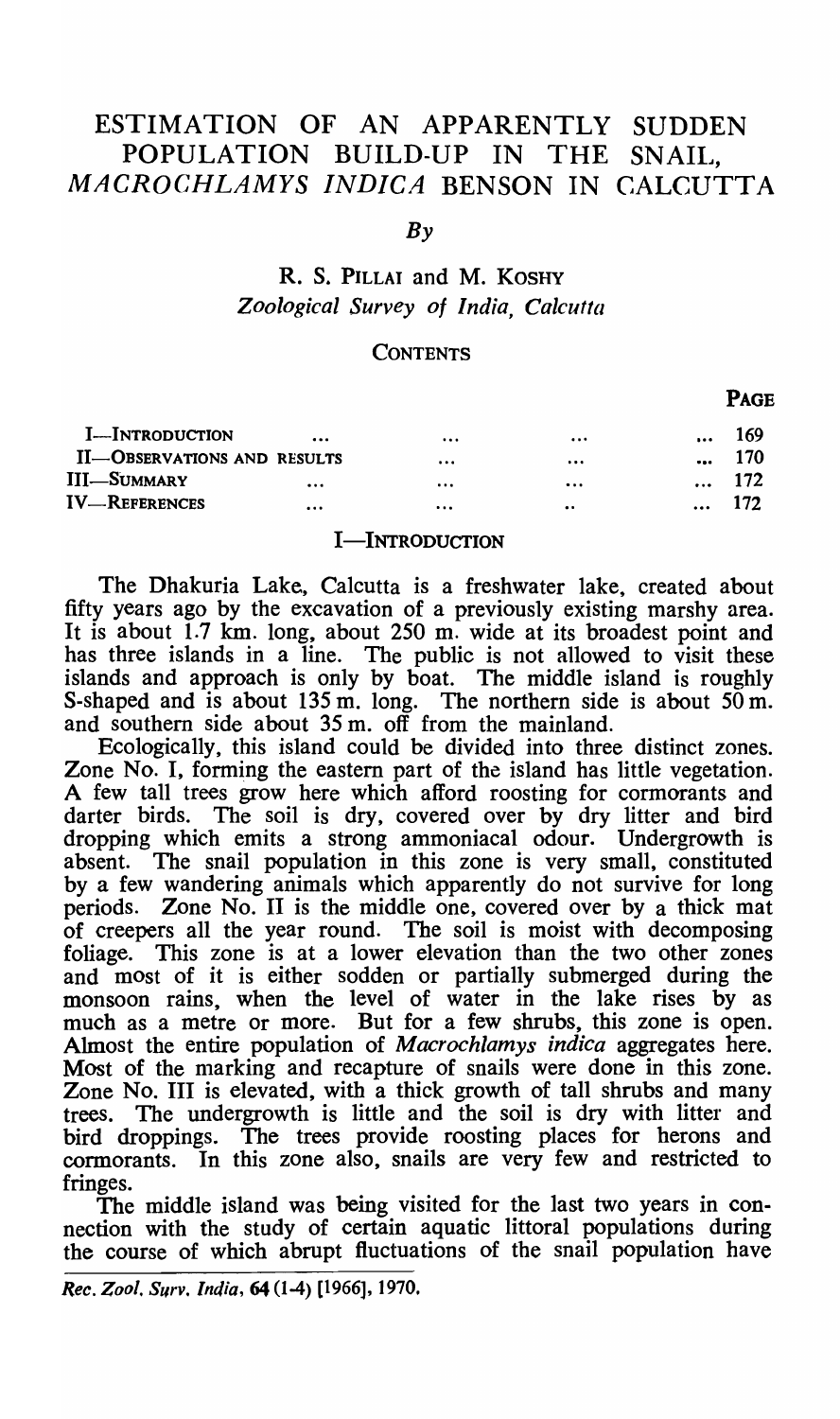# ESTIMATION OF AN APPARENTLY SUDDEN POPULATION BUILD-UP IN THE SNAIL, *MACROCHLAMYS INDICA* BENSON IN CALCUTTA

*By*

R. S. Pillai and M. Koshy
*Zoological Survey of India, Calcutta*

## Contents

| | PAGE |
|---|---|
| I—Introduction | 169 |
| II—Observations and results | 170 |
| III—Summary | 172 |
| IV—References | 172 |

## I—Introduction

The Dhakuria Lake, Calcutta is a freshwater lake, created about fifty years ago by the excavation of a previously existing marshy area. It is about 1.7 km. long, about 250 m. wide at its broadest point and has three islands in a line. The public is not allowed to visit these islands and approach is only by boat. The middle island is roughly S-shaped and is about 135 m. long. The northern side is about 50 m. and southern side about 35 m. off from the mainland.

Ecologically, this island could be divided into three distinct zones. Zone No. I, forming the eastern part of the island has little vegetation. A few tall trees grow here which afford roosting for cormorants and darter birds. The soil is dry, covered over by dry litter and bird dropping which emits a strong ammoniacal odour. Undergrowth is absent. The snail population in this zone is very small, constituted by a few wandering animals which apparently do not survive for long periods. Zone No. II is the middle one, covered over by a thick mat of creepers all the year round. The soil is moist with decomposing foliage. This zone is at a lower elevation than the two other zones and most of it is either sodden or partially submerged during the monsoon rains, when the level of water in the lake rises by as much as a metre or more. But for a few shrubs, this zone is open. Almost the entire population of *Macrochlamys indica* aggregates here. Most of the marking and recapture of snails were done in this zone. Zone No. III is elevated, with a thick growth of tall shrubs and many trees. The undergrowth is little and the soil is dry with litter and bird droppings. The trees provide roosting places for herons and cormorants. In this zone also, snails are very few and restricted to fringes.

The middle island was being visited for the last two years in connection with the study of certain aquatic littoral populations during the course of which abrupt fluctuations of the snail population have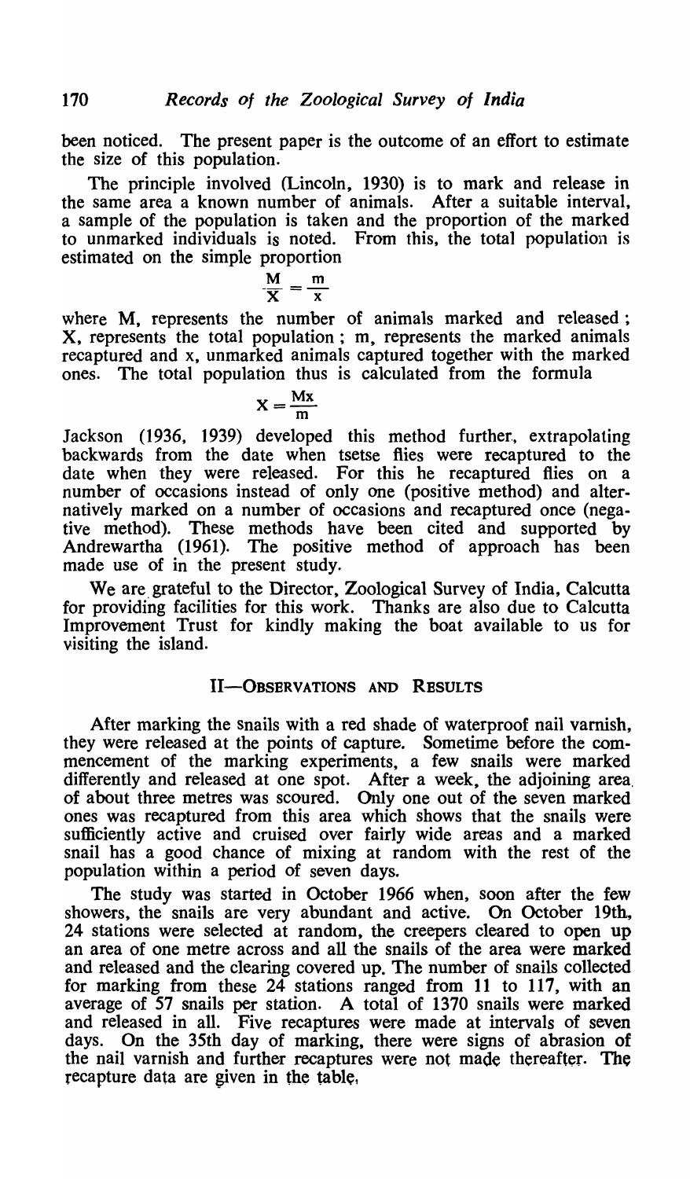been noticed. The present paper is the outcome of an effort to estimate the size of this population.

The principle involved (Lincoln, 1930) is to mark and release in the same area a known number of animals. After a suitable interval, a sample of the population is taken and the proportion of the marked to unmarked individuals is noted. From this, the total population is estimated on the simple proportion

$$\frac{M}{X} = \frac{m}{x}$$

where M, represents the number of animals marked and released; X, represents the total population; m, represents the marked animals recaptured and x, unmarked animals captured together with the marked ones. The total population thus is calculated from the formula

$$X = \frac{Mx}{m}$$

Jackson (1936, 1939) developed this method further, extrapolating backwards from the date when tsetse flies were recaptured to the date when they were released. For this he recaptured flies on a number of occasions instead of only one (positive method) and alternatively marked on a number of occasions and recaptured once (negative method). These methods have been cited and supported by Andrewartha (1961). The positive method of approach has been made use of in the present study.

We are grateful to the Director, Zoological Survey of India, Calcutta for providing facilities for this work. Thanks are also due to Calcutta Improvement Trust for kindly making the boat available to us for visiting the island.

## II—Observations and Results

After marking the snails with a red shade of waterproof nail varnish, they were released at the points of capture. Sometime before the commencement of the marking experiments, a few snails were marked differently and released at one spot. After a week, the adjoining area of about three metres was scoured. Only one out of the seven marked ones was recaptured from this area which shows that the snails were sufficiently active and cruised over fairly wide areas and a marked snail has a good chance of mixing at random with the rest of the population within a period of seven days.

The study was started in October 1966 when, soon after the few showers, the snails are very abundant and active. On October 19th, 24 stations were selected at random, the creepers cleared to open up an area of one metre across and all the snails of the area were marked and released and the clearing covered up. The number of snails collected for marking from these 24 stations ranged from 11 to 117, with an average of 57 snails per station. A total of 1370 snails were marked and released in all. Five recaptures were made at intervals of seven days. On the 35th day of marking, there were signs of abrasion of the nail varnish and further recaptures were not made thereafter. The recapture data are given in the table.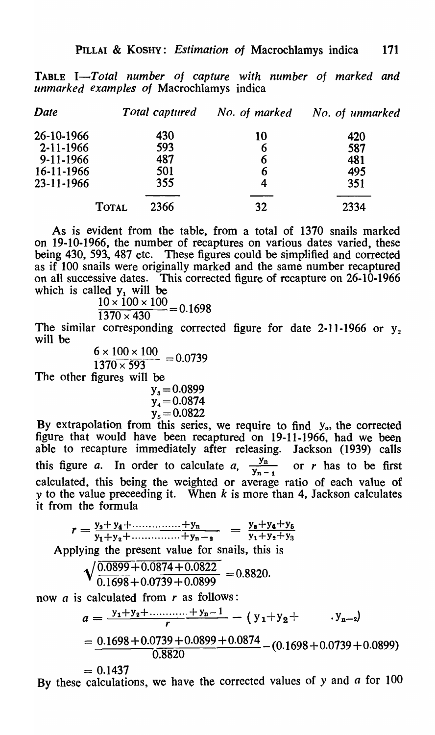TABLE I—*Total number of capture with number of marked and unmarked examples of* Macrochlamys indica

| Date | Total captured | No. of marked | No. of unmarked |
|---|---|---|---|
| 26-10-1966 | 430 | 10 | 420 |
| 2-11-1966 | 593 | 6 | 587 |
| 9-11-1966 | 487 | 6 | 481 |
| 16-11-1966 | 501 | 6 | 495 |
| 23-11-1966 | 355 | 4 | 351 |
| TOTAL | 2366 | 32 | 2334 |

As is evident from the table, from a total of 1370 snails marked on 19-10-1966, the number of recaptures on various dates varied, these being 430, 593, 487 etc. These figures could be simplified and corrected as if 100 snails were originally marked and the same number recaptured on all successive dates. This corrected figure of recapture on 26-10-1966 which is called $y_1$ will be

$$\frac{10 \times 100 \times 100}{1370 \times 430} = 0.1698$$

The similar corresponding corrected figure for date 2-11-1966 or $y_2$ will be

$$\frac{6 \times 100 \times 100}{1370 \times 593} = 0.0739$$

The other figures will be

$$y_3 = 0.0899$$
$$y_4 = 0.0874$$
$$y_5 = 0.0822$$

By extrapolation from this series, we require to find $y_o$, the corrected figure that would have been recaptured on 19-11-1966, had we been able to recapture immediately after releasing. Jackson (1939) calls this figure *a*. In order to calculate *a*, $\frac{y_n}{y_{n-1}}$ or *r* has to be first calculated, this being the weighted or average ratio of each value of *y* to the value preceeding it. When *k* is more than 4, Jackson calculates it from the formula

$$r = \frac{y_3 + y_4 + \ldots\ldots\ldots\ldots + y_n}{y_1 + y_2 + \ldots\ldots\ldots\ldots + y_{n-2}} = \frac{y_3 + y_4 + y_5}{y_1 + y_2 + y_3}$$

Applying the present value for snails, this is

$$\sqrt{\frac{0.0899 + 0.0874 + 0.0822}{0.1698 + 0.0739 + 0.0899}} = 0.8820.$$

now *a* is calculated from *r* as follows:

$$a = \frac{y_1 + y_2 + \ldots\ldots\ldots + y_{n-1}}{r} - (y_1 + y_2 + \quad \cdot y_{n-2})$$

$$= \frac{0.1698 + 0.0739 + 0.0899 + 0.0874}{0.8820} - (0.1698 + 0.0739 + 0.0899)$$

$$= 0.1437$$

By these calculations, we have the corrected values of *y* and *a* for 100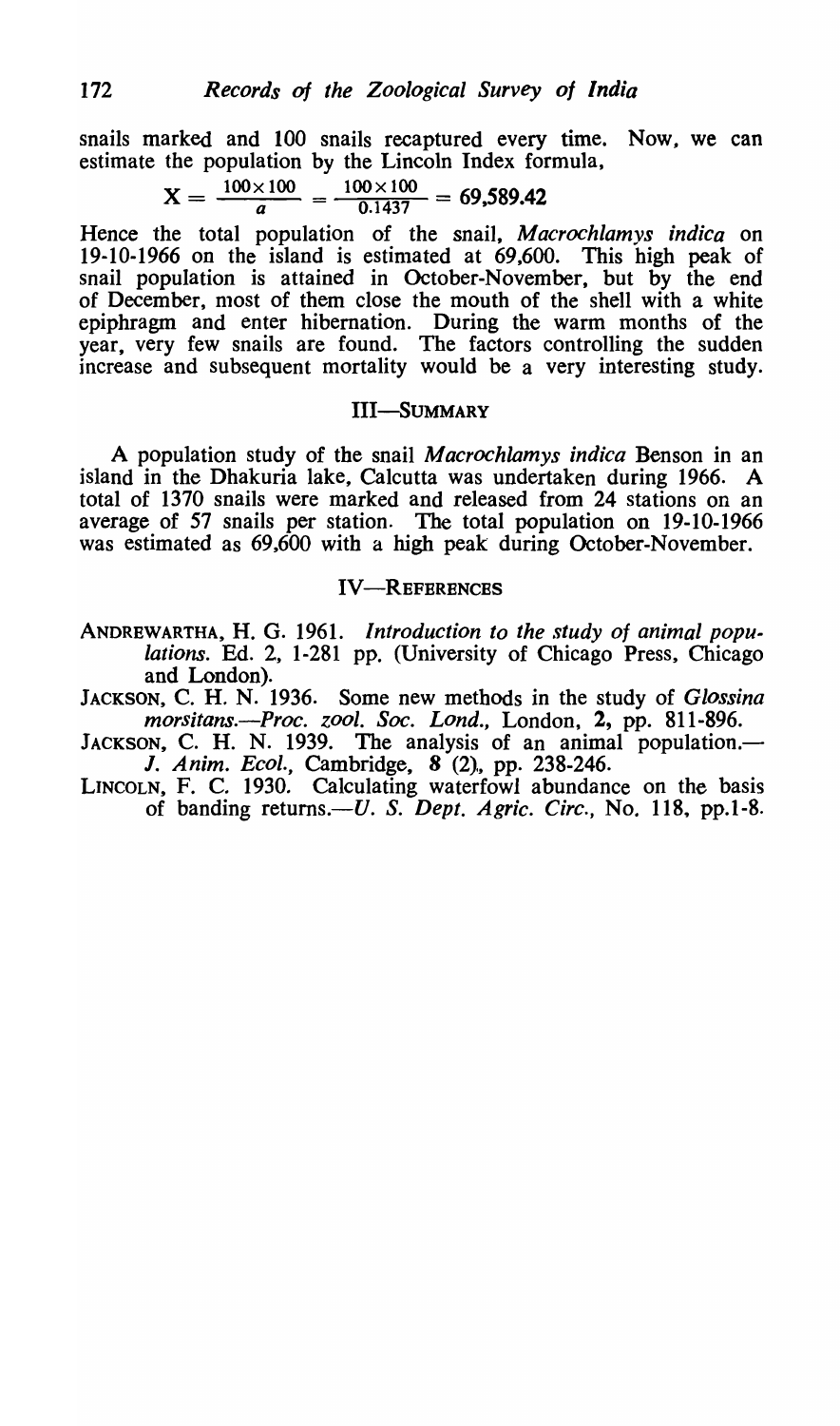snails marked and 100 snails recaptured every time. Now, we can estimate the population by the Lincoln Index formula,

$$X = \frac{100 \times 100}{a} = \frac{100 \times 100}{0.1437} = 69{,}589.42$$

Hence the total population of the snail, *Macrochlamys indica* on 19-10-1966 on the island is estimated at 69,600. This high peak of snail population is attained in October-November, but by the end of December, most of them close the mouth of the shell with a white epiphragm and enter hibernation. During the warm months of the year, very few snails are found. The factors controlling the sudden increase and subsequent mortality would be a very interesting study.

## III—SUMMARY

A population study of the snail *Macrochlamys indica* Benson in an island in the Dhakuria lake, Calcutta was undertaken during 1966. A total of 1370 snails were marked and released from 24 stations on an average of 57 snails per station. The total population on 19-10-1966 was estimated as 69,600 with a high peak during October-November.

## IV—REFERENCES

ANDREWARTHA, H. G. 1961. *Introduction to the study of animal populations*. Ed. 2, 1-281 pp. (University of Chicago Press, Chicago and London).

JACKSON, C. H. N. 1936. Some new methods in the study of *Glossina morsitans*.—*Proc. zool. Soc. Lond.*, London, **2**, pp. 811-896.

JACKSON, C. H. N. 1939. The analysis of an animal population.—*J. Anim. Ecol.*, Cambridge, **8** (2), pp. 238-246.

LINCOLN, F. C. 1930. Calculating waterfowl abundance on the basis of banding returns.—*U. S. Dept. Agric. Circ.*, No. 118, pp.1-8.